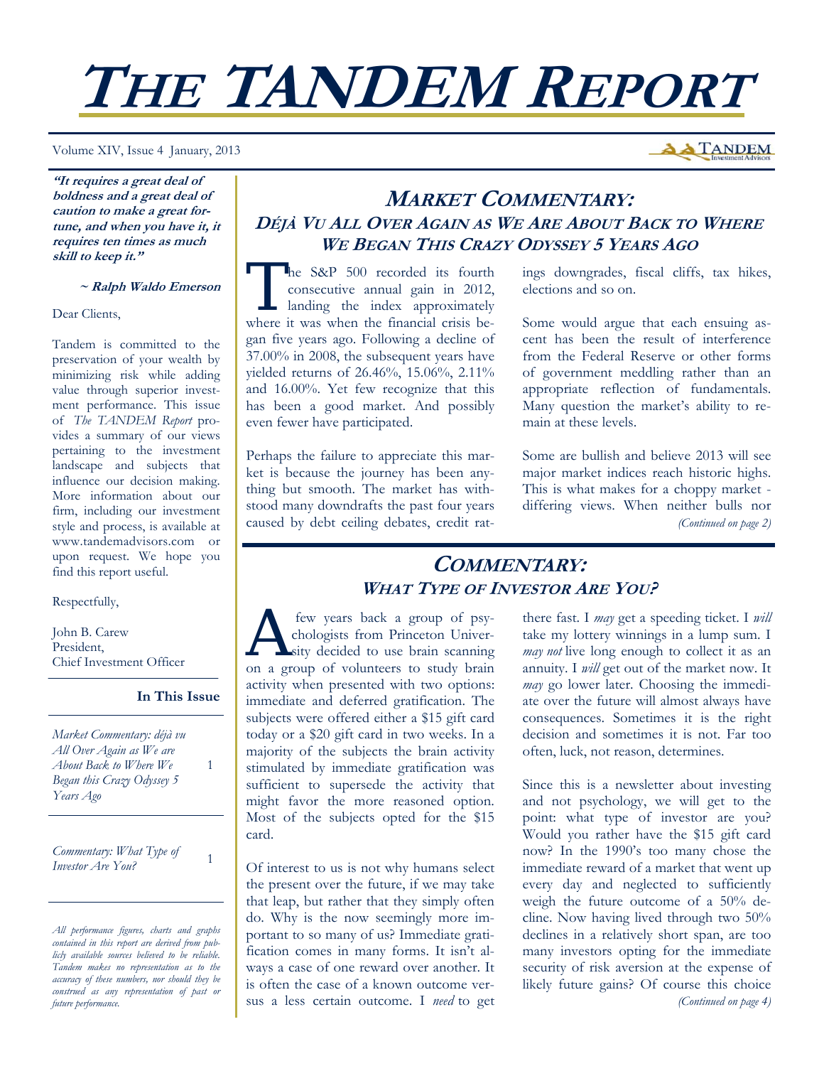# THE TANDEM REPORT

Volume XIV, Issue 4 January, 2013

> **"It requires a great deal of boldness and a great deal of caution to make a great fortune, and when you have it, it requires ten times as much skill to keep it."**
>
> **~ Ralph Waldo Emerson**

Dear Clients,

Tandem is committed to the preservation of your wealth by minimizing risk while adding value through superior investment performance. This issue of *The TANDEM Report* provides a summary of our views pertaining to the investment landscape and subjects that influence our decision making. More information about our firm, including our investment style and process, is available at www.tandemadvisors.com or upon request. We hope you find this report useful.

Respectfully,

John B. Carew
President,
Chief Investment Officer

**In This Issue**

| | |
|---|---|
| *Market Commentary: déjà vu All Over Again as We are About Back to Where We Began this Crazy Odyssey 5 Years Ago* | 1 |
| *Commentary: What Type of Investor Are You?* | 1 |

*All performance figures, charts and graphs contained in this report are derived from publicly available sources believed to be reliable. Tandem makes no representation as to the accuracy of these numbers, nor should they be construed as any representation of past or future performance.*

## MARKET COMMENTARY:
### DÉJÀ VU ALL OVER AGAIN AS WE ARE ABOUT BACK TO WHERE WE BEGAN THIS CRAZY ODYSSEY 5 YEARS AGO

The S&P 500 recorded its fourth consecutive annual gain in 2012, landing the index approximately where it was when the financial crisis began five years ago. Following a decline of 37.00% in 2008, the subsequent years have yielded returns of 26.46%, 15.06%, 2.11% and 16.00%. Yet few recognize that this has been a good market. And possibly even fewer have participated.

Perhaps the failure to appreciate this market is because the journey has been anything but smooth. The market has withstood many downdrafts the past four years caused by debt ceiling debates, credit ratings downgrades, fiscal cliffs, tax hikes, elections and so on.

Some would argue that each ensuing ascent has been the result of interference from the Federal Reserve or other forms of government meddling rather than an appropriate reflection of fundamentals. Many question the market's ability to remain at these levels.

Some are bullish and believe 2013 will see major market indices reach historic highs. This is what makes for a choppy market - differing views. When neither bulls nor

*(Continued on page 2)*

## COMMENTARY:
### WHAT TYPE OF INVESTOR ARE YOU?

A few years back a group of psychologists from Princeton University decided to use brain scanning on a group of volunteers to study brain activity when presented with two options: immediate and deferred gratification. The subjects were offered either a \$15 gift card today or a \$20 gift card in two weeks. In a majority of the subjects the brain activity stimulated by immediate gratification was sufficient to supersede the activity that might favor the more reasoned option. Most of the subjects opted for the \$15 card.

Of interest to us is not why humans select the present over the future, if we may take that leap, but rather that they simply often do. Why is the now seemingly more important to so many of us? Immediate gratification comes in many forms. It isn't always a case of one reward over another. It is often the case of a known outcome versus a less certain outcome. I *need* to get there fast. I *may* get a speeding ticket. I *will* take my lottery winnings in a lump sum. I *may not* live long enough to collect it as an annuity. I *will* get out of the market now. It *may* go lower later. Choosing the immediate over the future will almost always have consequences. Sometimes it is the right decision and sometimes it is not. Far too often, luck, not reason, determines.

Since this is a newsletter about investing and not psychology, we will get to the point: what type of investor are you? Would you rather have the \$15 gift card now? In the 1990's too many chose the immediate reward of a market that went up every day and neglected to sufficiently weigh the future outcome of a 50% decline. Now having lived through two 50% declines in a relatively short span, are too many investors opting for the immediate security of risk aversion at the expense of likely future gains? Of course this choice

*(Continued on page 4)*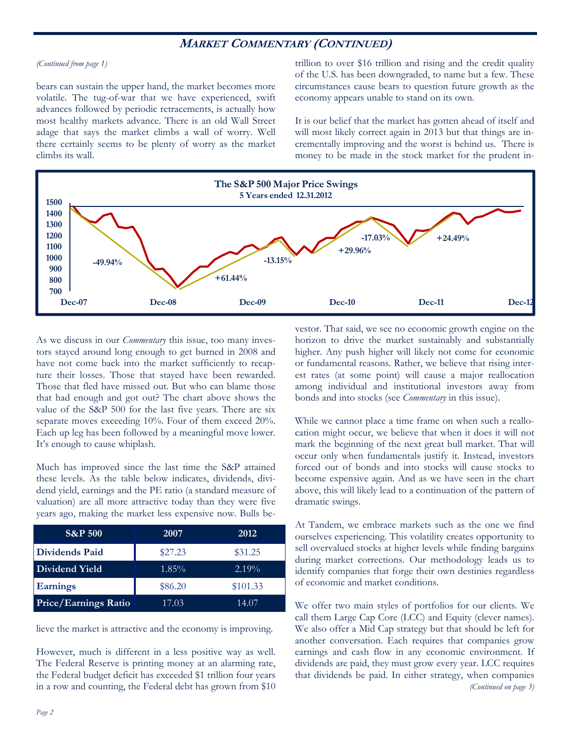## MARKET COMMENTARY (CONTINUED)

*(Continued from page 1)*

bears can sustain the upper hand, the market becomes more volatile. The tug-of-war that we have experienced, swift advances followed by periodic retracements, is actually how most healthy markets advance. There is an old Wall Street adage that says the market climbs a wall of worry. Well there certainly seems to be plenty of worry as the market climbs its wall.

As we discuss in our *Commentary* this issue, too many investors stayed around long enough to get burned in 2008 and have not come back into the market sufficiently to recapture their losses. Those that stayed have been rewarded. Those that fled have missed out. But who can blame those that had enough and got out? The chart above shows the value of the S&P 500 for the last five years. There are six separate moves exceeding 10%. Four of them exceed 20%. Each up leg has been followed by a meaningful move lower. It's enough to cause whiplash.

Much has improved since the last time the S&P attained these levels. As the table below indicates, dividends, dividend yield, earnings and the PE ratio (a standard measure of valuation) are all more attractive today than they were five years ago, making the market less expensive now. Bulls believe the market is attractive and the economy is improving.

| S&P 500 | 2007 | 2012 |
|---|---|---|
| **Dividends Paid** | $27.23 | $31.25 |
| **Dividend Yield** | 1.85% | 2.19% |
| **Earnings** | $86.20 | $101.33 |
| **Price/Earnings Ratio** | 17.03 | 14.07 |

However, much is different in a less positive way as well. The Federal Reserve is printing money at an alarming rate, the Federal budget deficit has exceeded $1 trillion four years in a row and counting, the Federal debt has grown from $10 trillion to over $16 trillion and rising and the credit quality of the U.S. has been downgraded, to name but a few. These circumstances cause bears to question future growth as the economy appears unable to stand on its own.

It is our belief that the market has gotten ahead of itself and will most likely correct again in 2013 but that things are incrementally improving and the worst is behind us. There is money to be made in the stock market for the prudent investor. That said, we see no economic growth engine on the horizon to drive the market sustainably and substantially higher. Any push higher will likely not come for economic or fundamental reasons. Rather, we believe that rising interest rates (at some point) will cause a major reallocation among individual and institutional investors away from bonds and into stocks (see *Commentary* in this issue).

While we cannot place a time frame on when such a reallocation might occur, we believe that when it does it will not mark the beginning of the next great bull market. That will occur only when fundamentals justify it. Instead, investors forced out of bonds and into stocks will cause stocks to become expensive again. And as we have seen in the chart above, this will likely lead to a continuation of the pattern of dramatic swings.

At Tandem, we embrace markets such as the one we find ourselves experiencing. This volatility creates opportunity to sell overvalued stocks at higher levels while finding bargains during market corrections. Our methodology leads us to identify companies that forge their own destinies regardless of economic and market conditions.

We offer two main styles of portfolios for our clients. We call them Large Cap Core (LCC) and Equity (clever names). We also offer a Mid Cap strategy but that should be left for another conversation. Each requires that companies grow earnings and cash flow in any economic environment. If dividends are paid, they must grow every year. LCC requires that dividends be paid. In either strategy, when companies

*(Continued on page 3)*

**The S&P 500 Major Price Swings**
**5 Years ended 12.31.2012**

Y-axis: 700, 800, 900, 1000, 1100, 1200, 1300, 1400, 1500
X-axis: Dec-07, Dec-08, Dec-09, Dec-10, Dec-11, Dec-12

Swings: -49.94%, +61.44%, -13.15%, +29.96%, -17.03%, +24.49%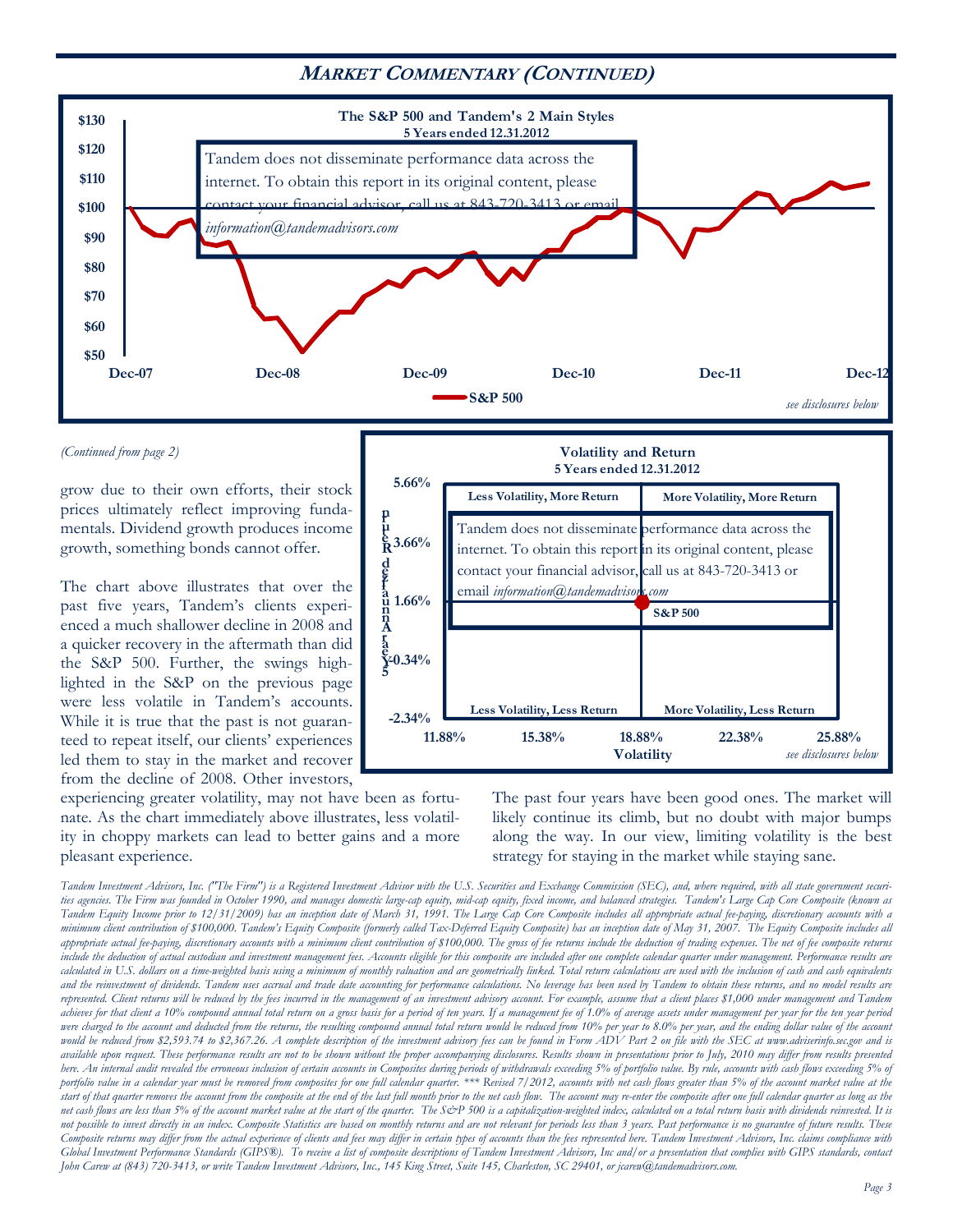## MARKET COMMENTARY (CONTINUED)

**The S&P 500 and Tandem's 2 Main Styles**
**5 Years ended 12.31.2012**

Tandem does not disseminate performance data across the internet. To obtain this report in its original content, please contact your financial advisor, call us at 843-720-3413 or email *information@tandemadvisors.com*

$130, $120, $110, $100, $90, $80, $70, $60, $50

Dec-07, Dec-08, Dec-09, Dec-10, Dec-11, Dec-12

S&P 500

*see disclosures below*

*(Continued from page 2)*

grow due to their own efforts, their stock prices ultimately reflect improving fundamentals. Dividend growth produces income growth, something bonds cannot offer.

The chart above illustrates that over the past five years, Tandem's clients experienced a much shallower decline in 2008 and a quicker recovery in the aftermath than did the S&P 500. Further, the swings highlighted in the S&P on the previous page were less volatile in Tandem's accounts. While it is true that the past is not guaranteed to repeat itself, our clients' experiences led them to stay in the market and recover from the decline of 2008. Other investors, experiencing greater volatility, may not have been as fortunate. As the chart immediately above illustrates, less volatility in choppy markets can lead to better gains and a more pleasant experience.

**Volatility and Return**
**5 Years ended 12.31.2012**

Less Volatility, More Return | More Volatility, More Return | Less Volatility, Less Return | More Volatility, Less Return

Tandem does not disseminate performance data across the internet. To obtain this report in its original content, please contact your financial advisor, call us at 843-720-3413 or email *information@tandemadvisors.com*

S&P 500

5 Year Annualized Return: 5.66%, 3.66%, 1.66%, -0.34%, -2.34%

Volatility: 11.88%, 15.38%, 18.88%, 22.38%, 25.88%

*see disclosures below*

The past four years have been good ones. The market will likely continue its climb, but no doubt with major bumps along the way. In our view, limiting volatility is the best strategy for staying in the market while staying sane.

*Tandem Investment Advisors, Inc. ("The Firm") is a Registered Investment Advisor with the U.S. Securities and Exchange Commission (SEC), and, where required, with all state government securities agencies. The Firm was founded in October 1990, and manages domestic large-cap equity, mid-cap equity, fixed income, and balanced strategies. Tandem's Large Cap Core Composite (known as Tandem Equity Income prior to 12/31/2009) has an inception date of March 31, 1991. The Large Cap Core Composite includes all appropriate actual fee-paying, discretionary accounts with a minimum client contribution of $100,000. Tandem's Equity Composite (formerly called Tax-Deferred Equity Composite) has an inception date of May 31, 2007. The Equity Composite includes all appropriate actual fee-paying, discretionary accounts with a minimum client contribution of $100,000. The gross of fee returns include the deduction of trading expenses. The net of fee composite returns include the deduction of actual custodian and investment management fees. Accounts eligible for this composite are included after one complete calendar quarter under management. Performance results are calculated in U.S. dollars on a time-weighted basis using a minimum of monthly valuation and are geometrically linked. Total return calculations are used with the inclusion of cash and cash equivalents and the reinvestment of dividends. Tandem uses accrual and trade date accounting for performance calculations. No leverage has been used by Tandem to obtain these returns, and no model results are represented. Client returns will be reduced by the fees incurred in the management of an investment advisory account. For example, assume that a client places $1,000 under management and Tandem achieves for that client a 10% compound annual total return on a gross basis for a period of ten years. If a management fee of 1.0% of average assets under management per year for the ten year period were charged to the account and deducted from the returns, the resulting compound annual total return would be reduced from 10% per year to 8.0% per year, and the ending dollar value of the account would be reduced from $2,593.74 to $2,367.26. A complete description of the investment advisory fees can be found in Form ADV Part 2 on file with the SEC at www.adviserinfo.sec.gov and is available upon request. These performance results are not to be shown without the proper accompanying disclosures. Results shown in presentations prior to July, 2010 may differ from results presented here. An internal audit revealed the erroneous inclusion of certain accounts in Composites during periods of withdrawals exceeding 5% of portfolio value. By rule, accounts with cash flows exceeding 5% of portfolio value in a calendar year must be removed from composites for one full calendar quarter. \*\*\* Revised 7/2012, accounts with net cash flows greater than 5% of the account market value at the start of that quarter removes the account from the composite at the end of the last full month prior to the net cash flow. The account may re-enter the composite after one full calendar quarter as long as the net cash flows are less than 5% of the account market value at the start of the quarter. The S&P 500 is a capitalization-weighted index, calculated on a total return basis with dividends reinvested. It is not possible to invest directly in an index. Composite Statistics are based on monthly returns and are not relevant for periods less than 3 years. Past performance is no guarantee of future results. These Composite returns may differ from the actual experience of clients and fees may differ in certain types of accounts than the fees represented here. Tandem Investment Advisors, Inc. claims compliance with Global Investment Performance Standards (GIPS®). To receive a list of composite descriptions of Tandem Investment Advisors, Inc and/or a presentation that complies with GIPS standards, contact John Carew at (843) 720-3413, or write Tandem Investment Advisors, Inc., 145 King Street, Suite 145, Charleston, SC 29401, or jcarew@tandemadvisors.com.*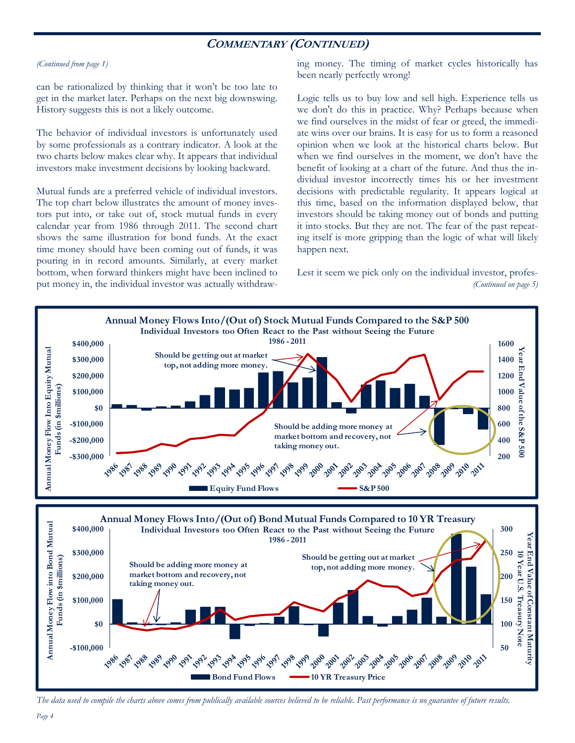## COMMENTARY (CONTINUED)

*(Continued from page 1)*

can be rationalized by thinking that it won't be too late to get in the market later. Perhaps on the next big downswing. History suggests this is not a likely outcome.

The behavior of individual investors is unfortunately used by some professionals as a contrary indicator. A look at the two charts below makes clear why. It appears that individual investors make investment decisions by looking backward.

Mutual funds are a preferred vehicle of individual investors. The top chart below illustrates the amount of money investors put into, or take out of, stock mutual funds in every calendar year from 1986 through 2011. The second chart shows the same illustration for bond funds. At the exact time money should have been coming out of funds, it was pouring in in record amounts. Similarly, at every market bottom, when forward thinkers might have been inclined to put money in, the individual investor was actually withdrawing money. The timing of market cycles historically has been nearly perfectly wrong!

Logic tells us to buy low and sell high. Experience tells us we don't do this in practice. Why? Perhaps because when we find ourselves in the midst of fear or greed, the immediate wins over our brains. It is easy for us to form a reasoned opinion when we look at the historical charts below. But when we find ourselves in the moment, we don't have the benefit of looking at a chart of the future. And thus the individual investor incorrectly times his or her investment decisions with predictable regularity. It appears logical at this time, based on the information displayed below, that investors should be taking money out of bonds and putting it into stocks. But they are not. The fear of the past repeating itself is more gripping than the logic of what will likely happen next.

Lest it seem we pick only on the individual investor, profes-

*(Continued on page 5)*

**Annual Money Flows Into/(Out of) Stock Mutual Funds Compared to the S&P 500**
**Individual Investors too Often React to the Past without Seeing the Future**
**1986 - 2011**

Should be getting out at market top, not adding more money.

Should be adding more money at market bottom and recovery, not taking money out.

Legend: Equity Fund Flows; S&P 500

**Annual Money Flows Into/(Out of) Bond Mutual Funds Compared to 10 YR Treasury**
**Individual Investors too Often React to the Past without Seeing the Future**
**1986 - 2011**

Should be adding more money at market bottom and recovery, not taking money out.

Should be getting out at market top, not adding more money.

Legend: Bond Fund Flows; 10 YR Treasury Price

*The data used to compile the charts above comes from publically available sources believed to be reliable. Past performance is no guarantee of future results.*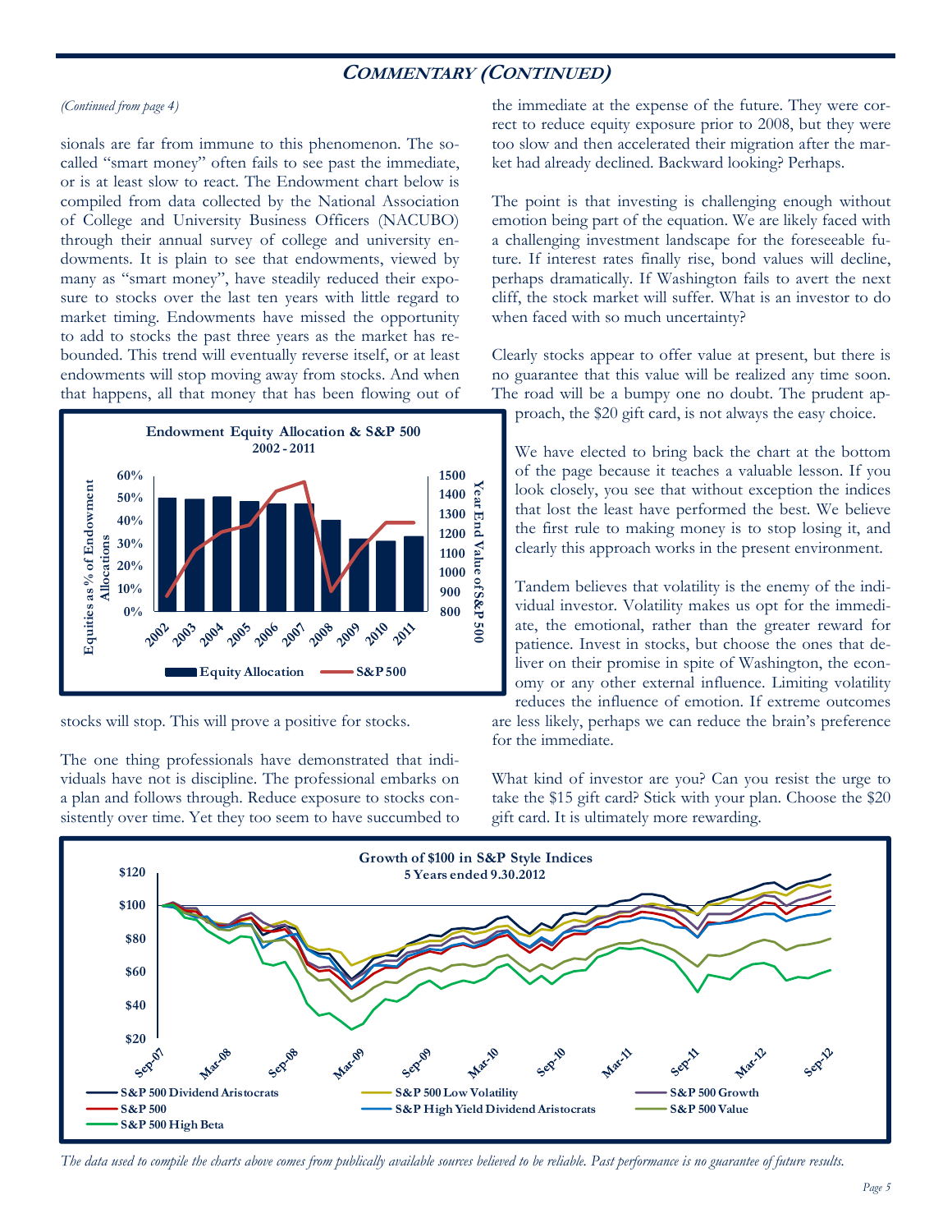## COMMENTARY (CONTINUED)

*(Continued from page 4)*

sionals are far from immune to this phenomenon. The so-called "smart money" often fails to see past the immediate, or is at least slow to react. The Endowment chart below is compiled from data collected by the National Association of College and University Business Officers (NACUBO) through their annual survey of college and university endowments. It is plain to see that endowments, viewed by many as "smart money", have steadily reduced their exposure to stocks over the last ten years with little regard to market timing. Endowments have missed the opportunity to add to stocks the past three years as the market has rebounded. This trend will eventually reverse itself, or at least endowments will stop moving away from stocks. And when that happens, all that money that has been flowing out of stocks will stop. This will prove a positive for stocks.

**Endowment Equity Allocation & S&P 500**
**2002 - 2011**

The one thing professionals have demonstrated that individuals have not is discipline. The professional embarks on a plan and follows through. Reduce exposure to stocks consistently over time. Yet they too seem to have succumbed to the immediate at the expense of the future. They were correct to reduce equity exposure prior to 2008, but they were too slow and then accelerated their migration after the market had already declined. Backward looking? Perhaps.

The point is that investing is challenging enough without emotion being part of the equation. We are likely faced with a challenging investment landscape for the foreseeable future. If interest rates finally rise, bond values will decline, perhaps dramatically. If Washington fails to avert the next cliff, the stock market will suffer. What is an investor to do when faced with so much uncertainty?

Clearly stocks appear to offer value at present, but there is no guarantee that this value will be realized any time soon. The road will be a bumpy one no doubt. The prudent approach, the $20 gift card, is not always the easy choice.

We have elected to bring back the chart at the bottom of the page because it teaches a valuable lesson. If you look closely, you see that without exception the indices that lost the least have performed the best. We believe the first rule to making money is to stop losing it, and clearly this approach works in the present environment.

Tandem believes that volatility is the enemy of the individual investor. Volatility makes us opt for the immediate, the emotional, rather than the greater reward for patience. Invest in stocks, but choose the ones that deliver on their promise in spite of Washington, the economy or any other external influence. Limiting volatility reduces the influence of emotion. If extreme outcomes are less likely, perhaps we can reduce the brain's preference for the immediate.

What kind of investor are you? Can you resist the urge to take the $15 gift card? Stick with your plan. Choose the $20 gift card. It is ultimately more rewarding.

**Growth of $100 in S&P Style Indices**
**5 Years ended 9.30.2012**

*The data used to compile the charts above comes from publically available sources believed to be reliable. Past performance is no guarantee of future results.*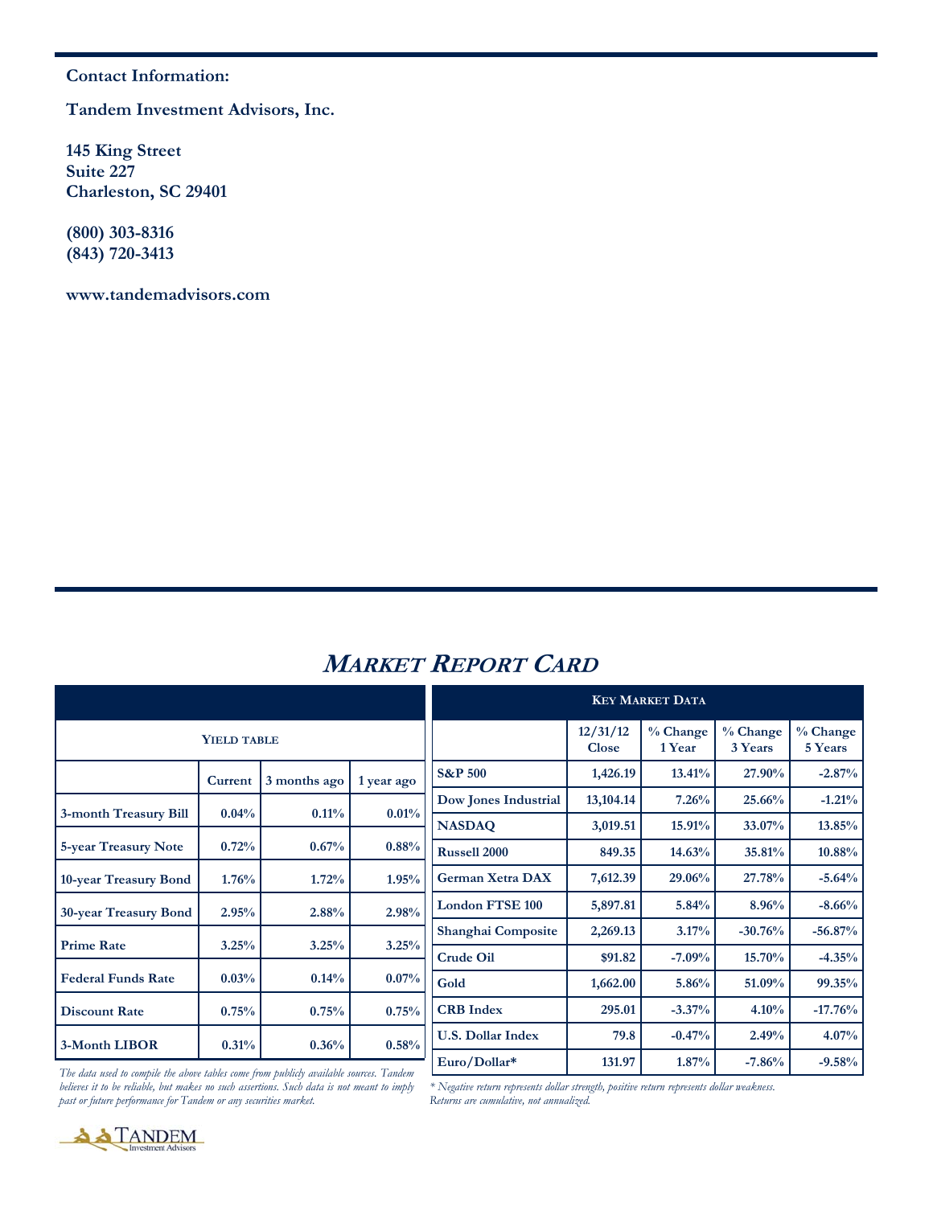**Contact Information:**

**Tandem Investment Advisors, Inc.**

**145 King Street**
**Suite 227**
**Charleston, SC 29401**

**(800) 303-8316**
**(843) 720-3413**

**www.tandemadvisors.com**

# *MARKET REPORT CARD*

| YIELD TABLE | Current | 3 months ago | 1 year ago |
|---|---|---|---|
| 3-month Treasury Bill | 0.04% | 0.11% | 0.01% |
| 5-year Treasury Note | 0.72% | 0.67% | 0.88% |
| 10-year Treasury Bond | 1.76% | 1.72% | 1.95% |
| 30-year Treasury Bond | 2.95% | 2.88% | 2.98% |
| Prime Rate | 3.25% | 3.25% | 3.25% |
| Federal Funds Rate | 0.03% | 0.14% | 0.07% |
| Discount Rate | 0.75% | 0.75% | 0.75% |
| 3-Month LIBOR | 0.31% | 0.36% | 0.58% |

*The data used to compile the above tables come from publicly available sources. Tandem believes it to be reliable, but makes no such assertions. Such data is not meant to imply past or future performance for Tandem or any securities market.*

| KEY MARKET DATA | 12/31/12 Close | % Change 1 Year | % Change 3 Years | % Change 5 Years |
|---|---|---|---|---|
| S&P 500 | 1,426.19 | 13.41% | 27.90% | -2.87% |
| Dow Jones Industrial | 13,104.14 | 7.26% | 25.66% | -1.21% |
| NASDAQ | 3,019.51 | 15.91% | 33.07% | 13.85% |
| Russell 2000 | 849.35 | 14.63% | 35.81% | 10.88% |
| German Xetra DAX | 7,612.39 | 29.06% | 27.78% | -5.64% |
| London FTSE 100 | 5,897.81 | 5.84% | 8.96% | -8.66% |
| Shanghai Composite | 2,269.13 | 3.17% | -30.76% | -56.87% |
| Crude Oil | $91.82 | -7.09% | 15.70% | -4.35% |
| Gold | 1,662.00 | 5.86% | 51.09% | 99.35% |
| CRB Index | 295.01 | -3.37% | 4.10% | -17.76% |
| U.S. Dollar Index | 79.8 | -0.47% | 2.49% | 4.07% |
| Euro/Dollar* | 131.97 | 1.87% | -7.86% | -9.58% |

*\* Negative return represents dollar strength, positive return represents dollar weakness. Returns are cumulative, not annualized.*

TANDEM Investment Advisors